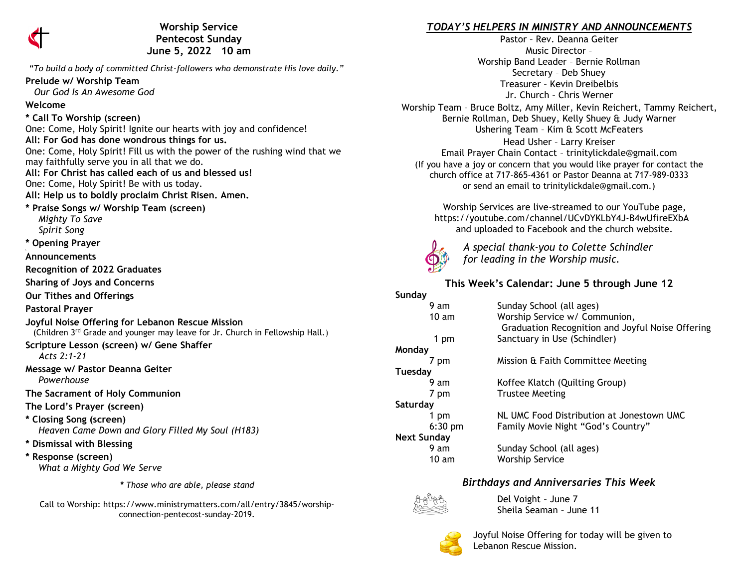# Worship Service
## Pentecost Sunday
## June 5, 2022   10 am

*"To build a body of committed Christ-followers who demonstrate His love daily."*

**Prelude w/ Worship Team**
*Our God Is An Awesome God*

**Welcome**

**\* Call To Worship (screen)**
One: Come, Holy Spirit! Ignite our hearts with joy and confidence!
**All: For God has done wondrous things for us.**
One: Come, Holy Spirit! Fill us with the power of the rushing wind that we may faithfully serve you in all that we do.
**All: For Christ has called each of us and blessed us!**
One: Come, Holy Spirit! Be with us today.
**All: Help us to boldly proclaim Christ Risen. Amen.**

**\* Praise Songs w/ Worship Team (screen)**
*Mighty To Save*
*Spirit Song*

**\* Opening Prayer**

**Announcements**

**Recognition of 2022 Graduates**

**Sharing of Joys and Concerns**

**Our Tithes and Offerings**

**Pastoral Prayer**

**Joyful Noise Offering for Lebanon Rescue Mission**
(Children 3rd Grade and younger may leave for Jr. Church in Fellowship Hall.)

**Scripture Lesson (screen) w/ Gene Shaffer**
*Acts 2:1-21*

**Message w/ Pastor Deanna Geiter**
*Powerhouse*

**The Sacrament of Holy Communion**

**The Lord's Prayer (screen)**

**\* Closing Song (screen)**
*Heaven Came Down and Glory Filled My Soul (H183)*

**\* Dismissal with Blessing**

**\* Response (screen)**
*What a Mighty God We Serve*

*\* Those who are able, please stand*

Call to Worship: https://www.ministrymatters.com/all/entry/3845/worship-connection-pentecost-sunday-2019.

## *TODAY'S HELPERS IN MINISTRY AND ANNOUNCEMENTS*

Pastor – Rev. Deanna Geiter
Music Director –
Worship Band Leader – Bernie Rollman
Secretary – Deb Shuey
Treasurer – Kevin Dreibelbis
Jr. Church – Chris Werner
Worship Team – Bruce Boltz, Amy Miller, Kevin Reichert, Tammy Reichert, Bernie Rollman, Deb Shuey, Kelly Shuey & Judy Warner
Ushering Team – Kim & Scott McFeaters
Head Usher – Larry Kreiser
Email Prayer Chain Contact – trinitylickdale@gmail.com
(If you have a joy or concern that you would like prayer for contact the church office at 717-865-4361 or Pastor Deanna at 717-989-0333 or send an email to trinitylickdale@gmail.com.)

Worship Services are live-streamed to our YouTube page, https://youtube.com/channel/UCvDYKLbY4J-B4wUfireEXbA and uploaded to Facebook and the church website.

*A special thank-you to Colette Schindler for leading in the Worship music.*

### This Week's Calendar: June 5 through June 12

**Sunday**

| | |
|---|---|
| 9 am | Sunday School (all ages) |
| 10 am | Worship Service w/ Communion, Graduation Recognition and Joyful Noise Offering |
| 1 pm | Sanctuary in Use (Schindler) |

**Monday**

| | |
|---|---|
| 7 pm | Mission & Faith Committee Meeting |

**Tuesday**

| | |
|---|---|
| 9 am | Koffee Klatch (Quilting Group) |
| 7 pm | Trustee Meeting |

**Saturday**

| | |
|---|---|
| 1 pm | NL UMC Food Distribution at Jonestown UMC |
| 6:30 pm | Family Movie Night "God's Country" |

**Next Sunday**

| | |
|---|---|
| 9 am | Sunday School (all ages) |
| 10 am | Worship Service |

### *Birthdays and Anniversaries This Week*

Del Voight – June 7
Sheila Seaman – June 11

Joyful Noise Offering for today will be given to Lebanon Rescue Mission.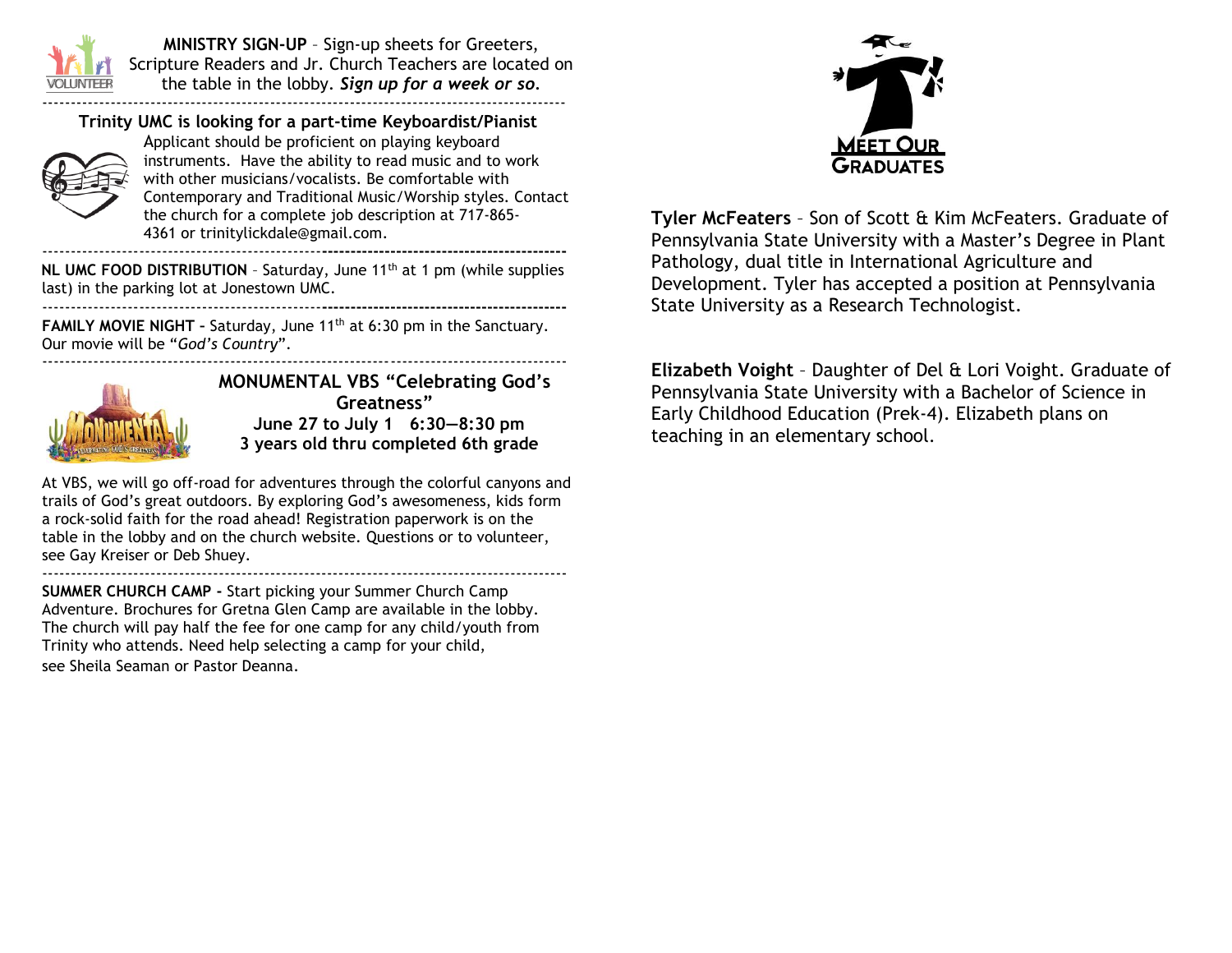**MINISTRY SIGN-UP** – Sign-up sheets for Greeters, Scripture Readers and Jr. Church Teachers are located on the table in the lobby. ***Sign up for a week or so.***

---

**Trinity UMC is looking for a part-time Keyboardist/Pianist**

Applicant should be proficient on playing keyboard instruments. Have the ability to read music and to work with other musicians/vocalists. Be comfortable with Contemporary and Traditional Music/Worship styles. Contact the church for a complete job description at 717-865-4361 or trinitylickdale@gmail.com.

---

**NL UMC FOOD DISTRIBUTION** – Saturday, June 11th at 1 pm (while supplies last) in the parking lot at Jonestown UMC.

---

**FAMILY MOVIE NIGHT –** Saturday, June 11th at 6:30 pm in the Sanctuary. Our movie will be "*God's Country*".

---

**MONUMENTAL VBS "Celebrating God's Greatness"**
**June 27 to July 1 6:30—8:30 pm**
**3 years old thru completed 6th grade**

At VBS, we will go off-road for adventures through the colorful canyons and trails of God's great outdoors. By exploring God's awesomeness, kids form a rock-solid faith for the road ahead! Registration paperwork is on the table in the lobby and on the church website. Questions or to volunteer, see Gay Kreiser or Deb Shuey.

---

**SUMMER CHURCH CAMP -** Start picking your Summer Church Camp Adventure. Brochures for Gretna Glen Camp are available in the lobby. The church will pay half the fee for one camp for any child/youth from Trinity who attends. Need help selecting a camp for your child, see Sheila Seaman or Pastor Deanna.

## MEET OUR GRADUATES

**Tyler McFeaters** – Son of Scott & Kim McFeaters. Graduate of Pennsylvania State University with a Master's Degree in Plant Pathology, dual title in International Agriculture and Development. Tyler has accepted a position at Pennsylvania State University as a Research Technologist.

**Elizabeth Voight** – Daughter of Del & Lori Voight. Graduate of Pennsylvania State University with a Bachelor of Science in Early Childhood Education (Prek-4). Elizabeth plans on teaching in an elementary school.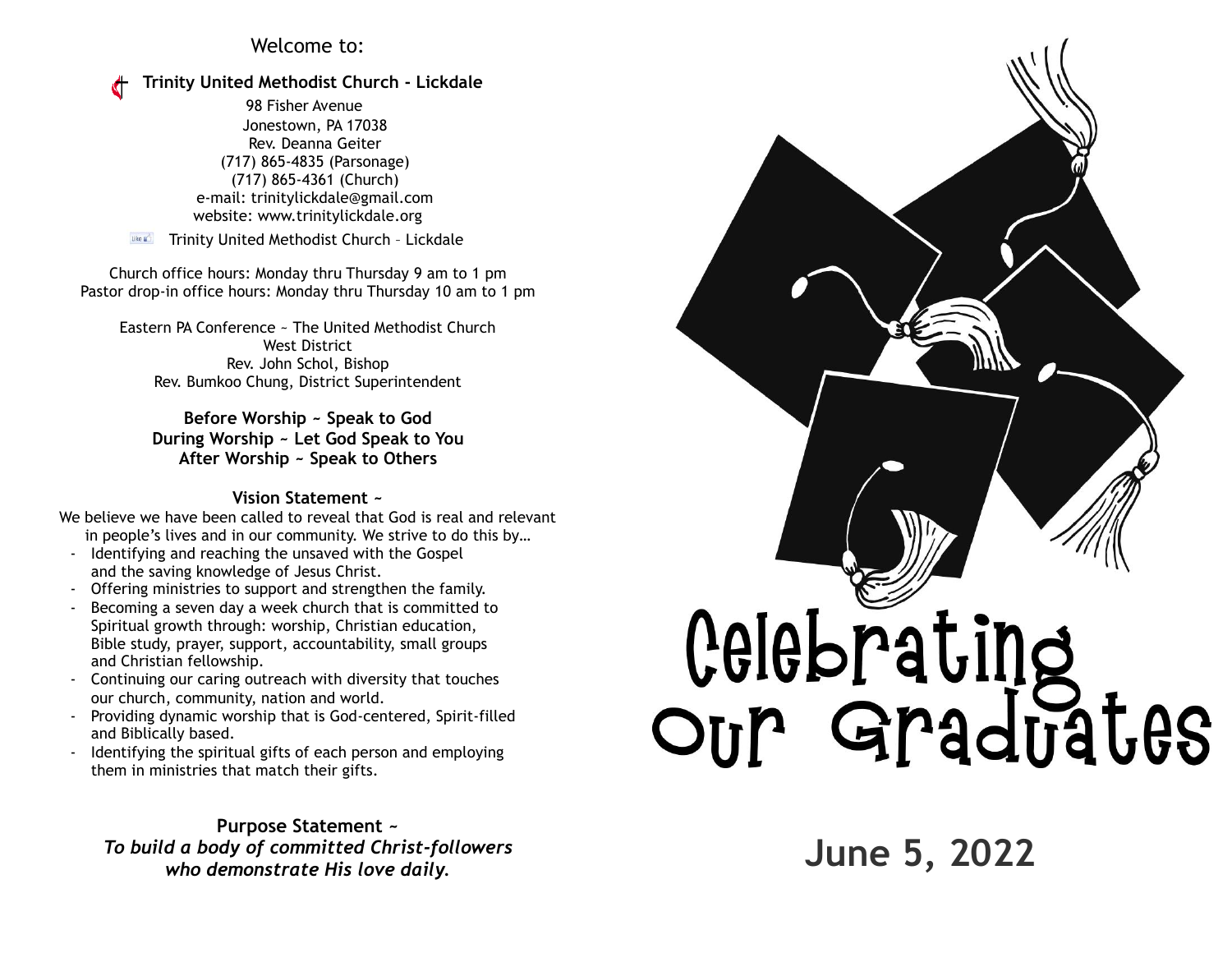Welcome to:

## Trinity United Methodist Church - Lickdale

98 Fisher Avenue
Jonestown, PA 17038
Rev. Deanna Geiter
(717) 865-4835 (Parsonage)
(717) 865-4361 (Church)
e-mail: trinitylickdale@gmail.com
website: www.trinitylickdale.org

Trinity United Methodist Church – Lickdale

Church office hours: Monday thru Thursday 9 am to 1 pm
Pastor drop-in office hours: Monday thru Thursday 10 am to 1 pm

Eastern PA Conference ~ The United Methodist Church
West District
Rev. John Schol, Bishop
Rev. Bumkoo Chung, District Superintendent

**Before Worship ~ Speak to God**
**During Worship ~ Let God Speak to You**
**After Worship ~ Speak to Others**

**Vision Statement ~**

We believe we have been called to reveal that God is real and relevant in people's lives and in our community. We strive to do this by…

- Identifying and reaching the unsaved with the Gospel and the saving knowledge of Jesus Christ.
- Offering ministries to support and strengthen the family.
- Becoming a seven day a week church that is committed to Spiritual growth through: worship, Christian education, Bible study, prayer, support, accountability, small groups and Christian fellowship.
- Continuing our caring outreach with diversity that touches our church, community, nation and world.
- Providing dynamic worship that is God-centered, Spirit-filled and Biblically based.
- Identifying the spiritual gifts of each person and employing them in ministries that match their gifts.

**Purpose Statement ~**
***To build a body of committed Christ-followers who demonstrate His love daily.***

# Celebrating Our Graduates

**June 5, 2022**